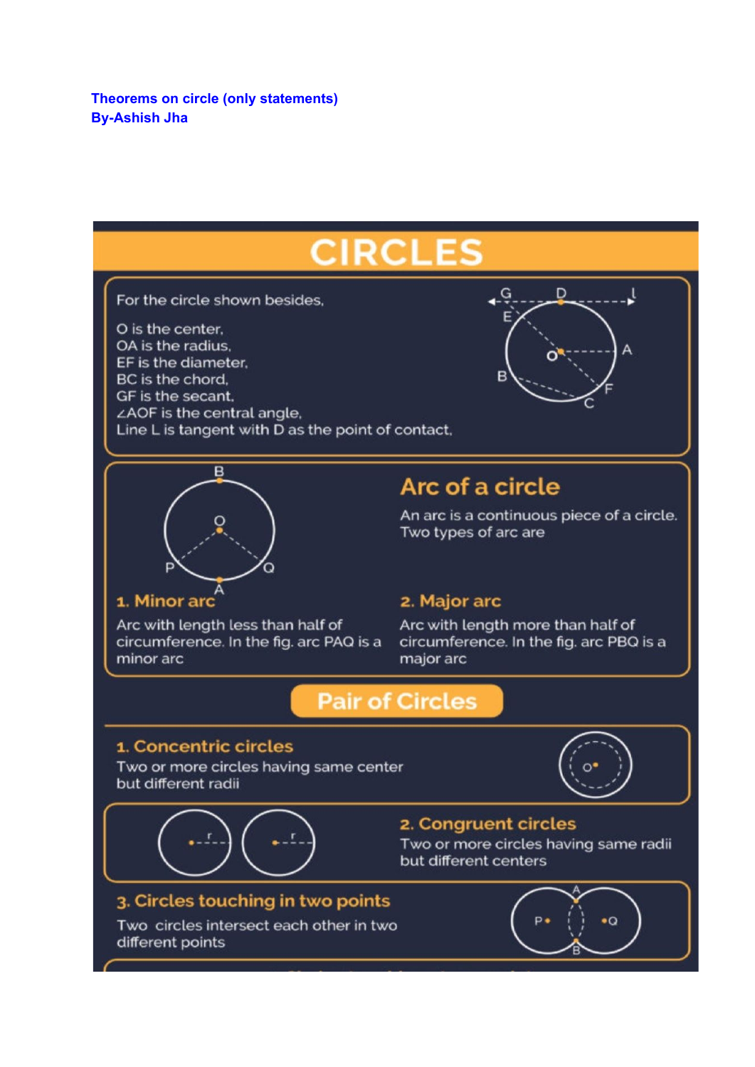**Theorems on circle (only statements)**
**By-Ashish Jha**

# CIRCLES

For the circle shown besides,

O is the center,
OA is the radius,
EF is the diameter,
BC is the chord,
GF is the secant,
∠AOF is the central angle,
Line L is tangent with D as the point of contact.

## Arc of a circle

An arc is a continuous piece of a circle. Two types of arc are

### 1. Minor arc

Arc with length less than half of circumference. In the fig. arc PAQ is a minor arc

### 2. Major arc

Arc with length more than half of circumference. In the fig. arc PBQ is a major arc

## Pair of Circles

### 1. Concentric circles

Two or more circles having same center but different radii

### 2. Congruent circles

Two or more circles having same radii but different centers

### 3. Circles touching in two points

Two circles intersect each other in two different points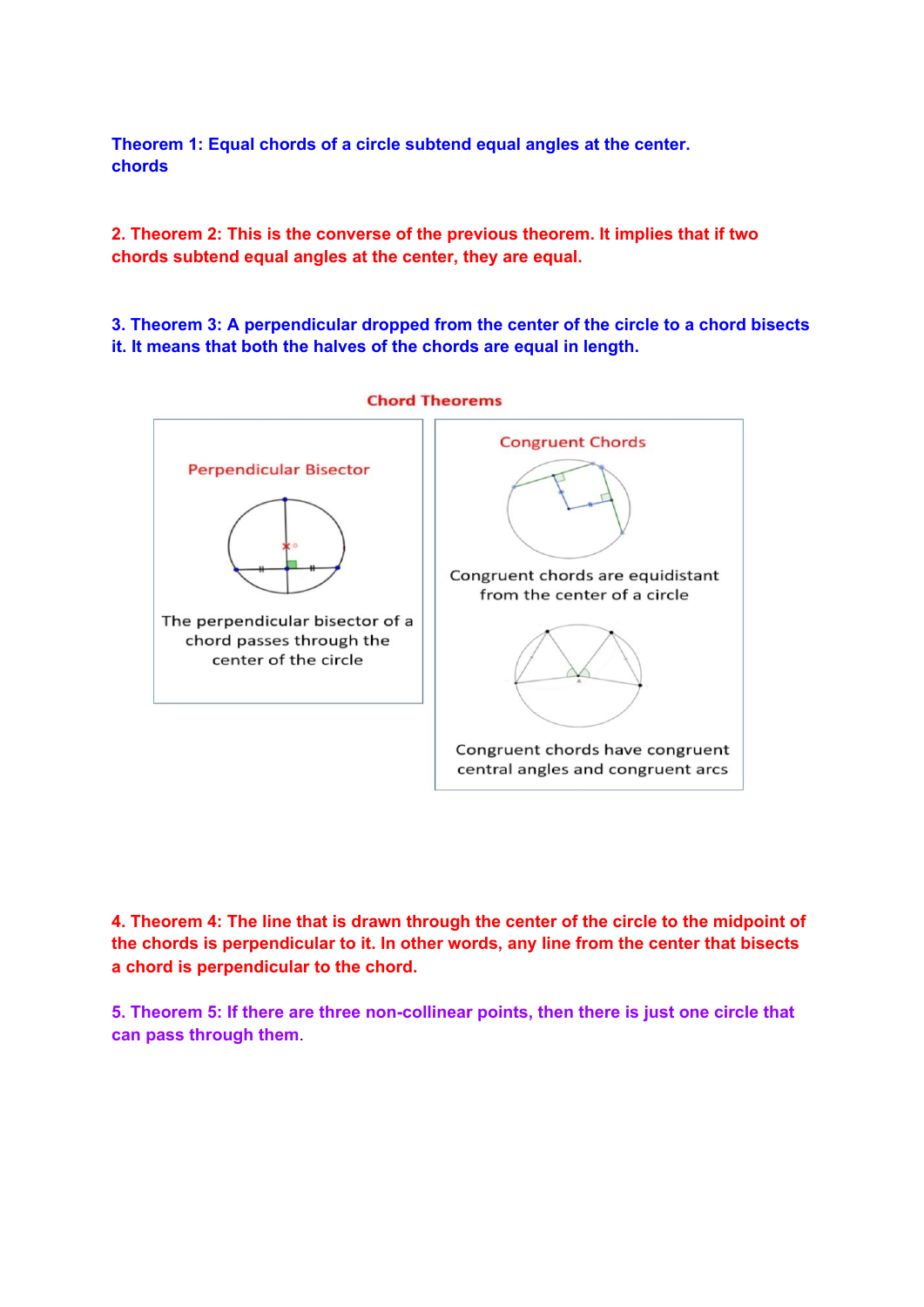**Theorem 1: Equal chords of a circle subtend equal angles at the center.**
**chords**

**2. Theorem 2: This is the converse of the previous theorem. It implies that if two chords subtend equal angles at the center, they are equal.**

**3. Theorem 3: A perpendicular dropped from the center of the circle to a chord bisects it. It means that both the halves of the chords are equal in length.**

Chord Theorems

Perpendicular Bisector

The perpendicular bisector of a chord passes through the center of the circle

Congruent Chords

Congruent chords are equidistant from the center of a circle

Congruent chords have congruent central angles and congruent arcs

**4. Theorem 4: The line that is drawn through the center of the circle to the midpoint of the chords is perpendicular to it. In other words, any line from the center that bisects a chord is perpendicular to the chord.**

**5. Theorem 5: If there are three non-collinear points, then there is just one circle that can pass through them**.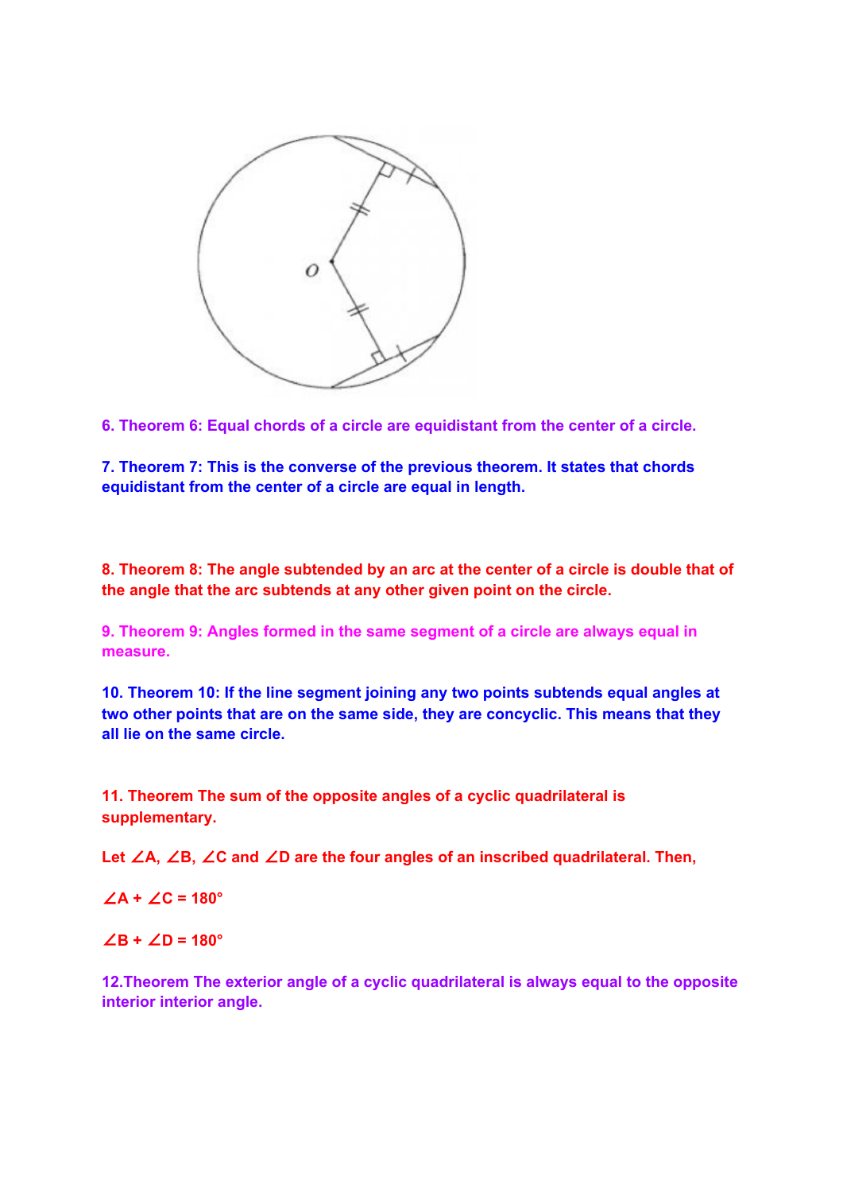6. Theorem 6: Equal chords of a circle are equidistant from the center of a circle.

7. Theorem 7: This is the converse of the previous theorem. It states that chords equidistant from the center of a circle are equal in length.

8. Theorem 8: The angle subtended by an arc at the center of a circle is double that of the angle that the arc subtends at any other given point on the circle.

9. Theorem 9: Angles formed in the same segment of a circle are always equal in measure.

10. Theorem 10: If the line segment joining any two points subtends equal angles at two other points that are on the same side, they are concyclic. This means that they all lie on the same circle.

11. Theorem The sum of the opposite angles of a cyclic quadrilateral is supplementary.

Let $\angle A$, $\angle B$, $\angle C$ and $\angle D$ are the four angles of an inscribed quadrilateral. Then,

$\angle A + \angle C = 180°$

$\angle B + \angle D = 180°$

12.Theorem The exterior angle of a cyclic quadrilateral is always equal to the opposite interior interior angle.